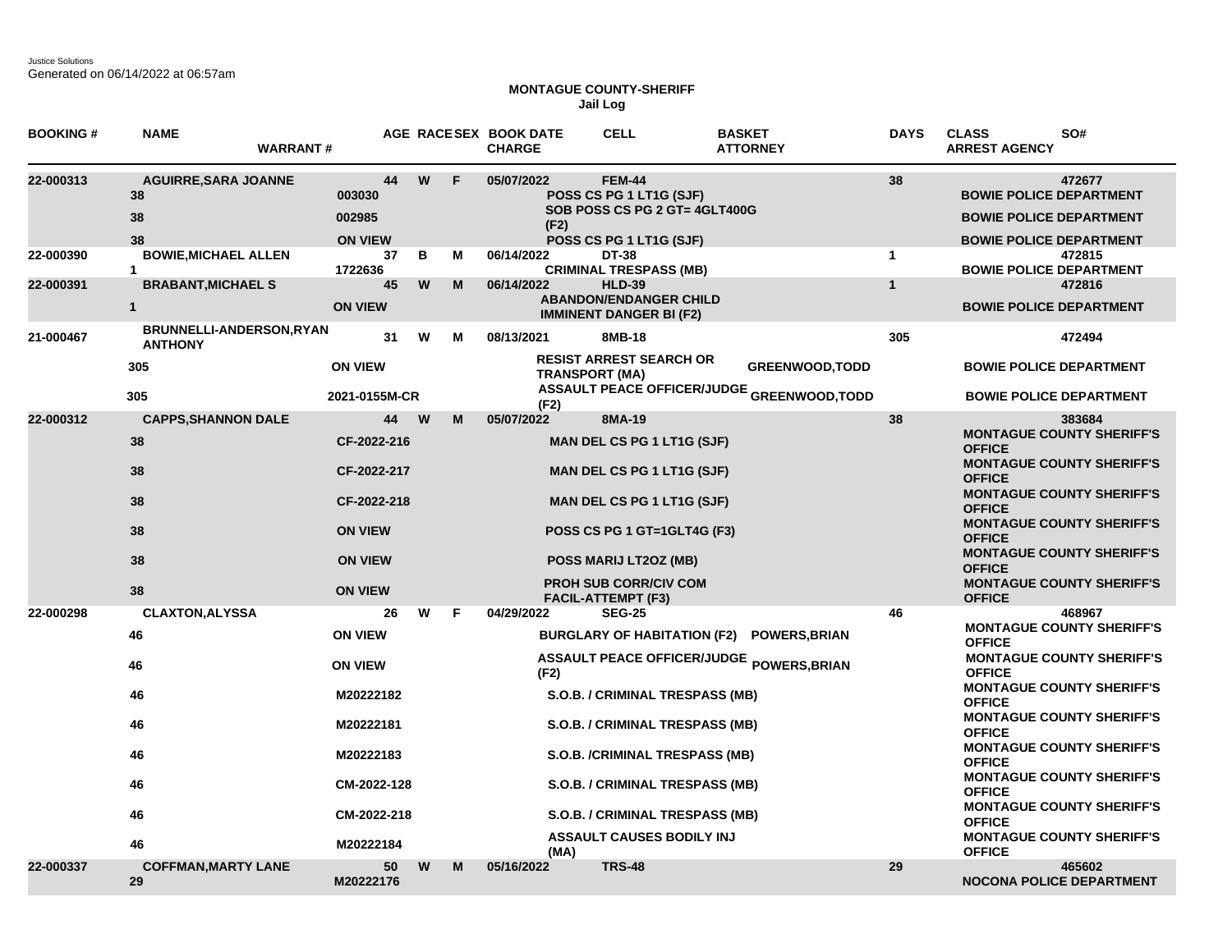Justice Solutions
Generated on 06/14/2022 at 06:57am

**MONTAGUE COUNTY-SHERIFF**
**Jail Log**

| BOOKING # | NAME / DAYS | WARRANT # | AGE | RACE | SEX | BOOK DATE | CELL / CHARGE | BASKET / ATTORNEY | DAYS | CLASS / ARREST AGENCY | SO# |
|---|---|---|---|---|---|---|---|---|---|---|---|
| 22-000313 | AGUIRRE,SARA JOANNE | | 44 | W | F | 05/07/2022 | FEM-44 | | 38 | | 472677 |
| | 38 | 003030 | | | | | POSS CS PG 1 LT1G (SJF) | | | BOWIE POLICE DEPARTMENT | |
| | 38 | 002985 | | | | | SOB POSS CS PG 2 GT= 4GLT400G (F2) | | | BOWIE POLICE DEPARTMENT | |
| | 38 | ON VIEW | | | | | POSS CS PG 1 LT1G (SJF) | | | BOWIE POLICE DEPARTMENT | |
| 22-000390 | BOWIE,MICHAEL ALLEN | | 37 | B | M | 06/14/2022 | DT-38 | | 1 | | 472815 |
| | 1 | 1722636 | | | | | CRIMINAL TRESPASS (MB) | | | BOWIE POLICE DEPARTMENT | |
| 22-000391 | BRABANT,MICHAEL S | | 45 | W | M | 06/14/2022 | HLD-39 | | 1 | | 472816 |
| | 1 | ON VIEW | | | | | ABANDON/ENDANGER CHILD IMMINENT DANGER BI (F2) | | | BOWIE POLICE DEPARTMENT | |
| 21-000467 | BRUNNELLI-ANDERSON,RYAN ANTHONY | | 31 | W | M | 08/13/2021 | 8MB-18 | | 305 | | 472494 |
| | 305 | ON VIEW | | | | | RESIST ARREST SEARCH OR TRANSPORT (MA) | GREENWOOD,TODD | | BOWIE POLICE DEPARTMENT | |
| | 305 | 2021-0155M-CR | | | | | ASSAULT PEACE OFFICER/JUDGE (F2) | GREENWOOD,TODD | | BOWIE POLICE DEPARTMENT | |
| 22-000312 | CAPPS,SHANNON DALE | | 44 | W | M | 05/07/2022 | 8MA-19 | | 38 | | 383684 |
| | 38 | CF-2022-216 | | | | | MAN DEL CS PG 1 LT1G (SJF) | | | MONTAGUE COUNTY SHERIFF'S OFFICE | |
| | 38 | CF-2022-217 | | | | | MAN DEL CS PG 1 LT1G (SJF) | | | MONTAGUE COUNTY SHERIFF'S OFFICE | |
| | 38 | CF-2022-218 | | | | | MAN DEL CS PG 1 LT1G (SJF) | | | MONTAGUE COUNTY SHERIFF'S OFFICE | |
| | 38 | ON VIEW | | | | | POSS CS PG 1 GT=1GLT4G (F3) | | | MONTAGUE COUNTY SHERIFF'S OFFICE | |
| | 38 | ON VIEW | | | | | POSS MARIJ LT2OZ (MB) | | | MONTAGUE COUNTY SHERIFF'S OFFICE | |
| | 38 | ON VIEW | | | | | PROH SUB CORR/CIV COM FACIL-ATTEMPT (F3) | | | MONTAGUE COUNTY SHERIFF'S OFFICE | |
| 22-000298 | CLAXTON,ALYSSA | | 26 | W | F | 04/29/2022 | SEG-25 | | 46 | | 468967 |
| | 46 | ON VIEW | | | | | BURGLARY OF HABITATION (F2) | POWERS,BRIAN | | MONTAGUE COUNTY SHERIFF'S OFFICE | |
| | 46 | ON VIEW | | | | | ASSAULT PEACE OFFICER/JUDGE (F2) | POWERS,BRIAN | | MONTAGUE COUNTY SHERIFF'S OFFICE | |
| | 46 | M20222182 | | | | | S.O.B. / CRIMINAL TRESPASS (MB) | | | MONTAGUE COUNTY SHERIFF'S OFFICE | |
| | 46 | M20222181 | | | | | S.O.B. / CRIMINAL TRESPASS (MB) | | | MONTAGUE COUNTY SHERIFF'S OFFICE | |
| | 46 | M20222183 | | | | | S.O.B. /CRIMINAL TRESPASS (MB) | | | MONTAGUE COUNTY SHERIFF'S OFFICE | |
| | 46 | CM-2022-128 | | | | | S.O.B. / CRIMINAL TRESPASS (MB) | | | MONTAGUE COUNTY SHERIFF'S OFFICE | |
| | 46 | CM-2022-218 | | | | | S.O.B. / CRIMINAL TRESPASS (MB) | | | MONTAGUE COUNTY SHERIFF'S OFFICE | |
| | 46 | M20222184 | | | | | ASSAULT CAUSES BODILY INJ (MA) | | | MONTAGUE COUNTY SHERIFF'S OFFICE | |
| 22-000337 | COFFMAN,MARTY LANE | | 50 | W | M | 05/16/2022 | TRS-48 | | 29 | | 465602 |
| | 29 | M20222176 | | | | | | | | NOCONA POLICE DEPARTMENT | |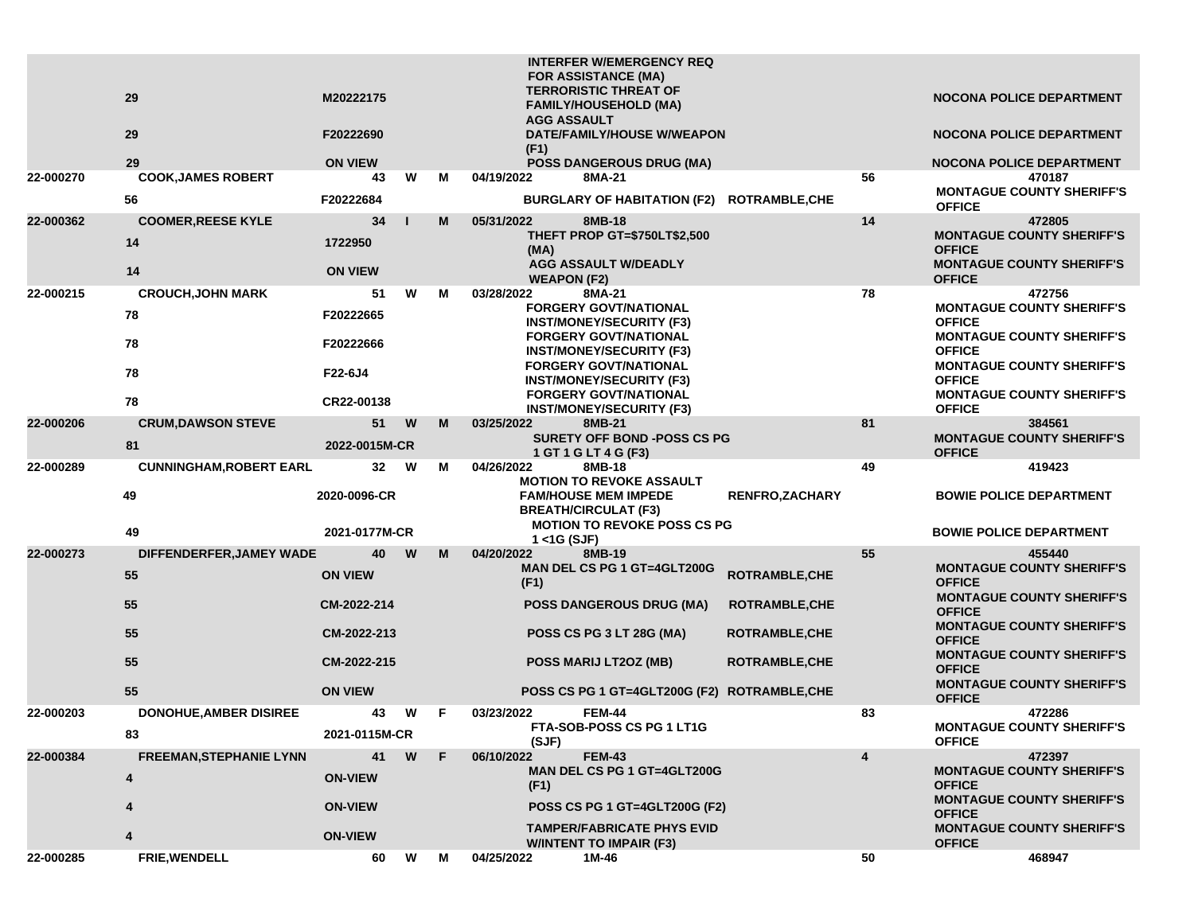| | | | | | | | | | |
|---|---|---|---|---|---|---|---|---|---|
| | 29 | M20222175 | | | | INTERFER W/EMERGENCY REQ FOR ASSISTANCE (MA) TERRORISTIC THREAT OF FAMILY/HOUSEHOLD (MA) | | | NOCONA POLICE DEPARTMENT |
| | 29 | F20222690 | | | | AGG ASSAULT DATE/FAMILY/HOUSE W/WEAPON (F1) | | | NOCONA POLICE DEPARTMENT |
| | 29 | ON VIEW | | | | POSS DANGEROUS DRUG (MA) | | | NOCONA POLICE DEPARTMENT |
| 22-000270 | COOK,JAMES ROBERT | 43 | W | M | 04/19/2022 | 8MA-21 | | 56 | 470187 |
| | 56 | F20222684 | | | | BURGLARY OF HABITATION (F2) | ROTRAMBLE,CHE | | MONTAGUE COUNTY SHERIFF'S OFFICE |
| 22-000362 | COOMER,REESE KYLE | 34 | I | M | 05/31/2022 | 8MB-18 | | 14 | 472805 |
| | 14 | 1722950 | | | | THEFT PROP GT=$750LT$2,500 (MA) | | | MONTAGUE COUNTY SHERIFF'S OFFICE |
| | 14 | ON VIEW | | | | AGG ASSAULT W/DEADLY WEAPON (F2) | | | MONTAGUE COUNTY SHERIFF'S OFFICE |
| 22-000215 | CROUCH,JOHN MARK | 51 | W | M | 03/28/2022 | 8MA-21 | | 78 | 472756 |
| | 78 | F20222665 | | | | FORGERY GOVT/NATIONAL INST/MONEY/SECURITY (F3) | | | MONTAGUE COUNTY SHERIFF'S OFFICE |
| | 78 | F20222666 | | | | FORGERY GOVT/NATIONAL INST/MONEY/SECURITY (F3) | | | MONTAGUE COUNTY SHERIFF'S OFFICE |
| | 78 | F22-6J4 | | | | FORGERY GOVT/NATIONAL INST/MONEY/SECURITY (F3) | | | MONTAGUE COUNTY SHERIFF'S OFFICE |
| | 78 | CR22-00138 | | | | FORGERY GOVT/NATIONAL INST/MONEY/SECURITY (F3) | | | MONTAGUE COUNTY SHERIFF'S OFFICE |
| 22-000206 | CRUM,DAWSON STEVE | 51 | W | M | 03/25/2022 | 8MB-21 | | 81 | 384561 |
| | 81 | 2022-0015M-CR | | | | SURETY OFF BOND -POSS CS PG 1 GT 1 G LT 4 G (F3) | | | MONTAGUE COUNTY SHERIFF'S OFFICE |
| 22-000289 | CUNNINGHAM,ROBERT EARL | 32 | W | M | 04/26/2022 | 8MB-18 | | 49 | 419423 |
| | 49 | 2020-0096-CR | | | | MOTION TO REVOKE ASSAULT FAM/HOUSE MEM IMPEDE BREATH/CIRCULAT (F3) | RENFRO,ZACHARY | | BOWIE POLICE DEPARTMENT |
| | 49 | 2021-0177M-CR | | | | MOTION TO REVOKE POSS CS PG 1 <1G (SJF) | | | BOWIE POLICE DEPARTMENT |
| 22-000273 | DIFFENDERFER,JAMEY WADE | 40 | W | M | 04/20/2022 | 8MB-19 | | 55 | 455440 |
| | 55 | ON VIEW | | | | MAN DEL CS PG 1 GT=4GLT200G (F1) | ROTRAMBLE,CHE | | MONTAGUE COUNTY SHERIFF'S OFFICE |
| | 55 | CM-2022-214 | | | | POSS DANGEROUS DRUG (MA) | ROTRAMBLE,CHE | | MONTAGUE COUNTY SHERIFF'S OFFICE |
| | 55 | CM-2022-213 | | | | POSS CS PG 3 LT 28G (MA) | ROTRAMBLE,CHE | | MONTAGUE COUNTY SHERIFF'S OFFICE |
| | 55 | CM-2022-215 | | | | POSS MARIJ LT2OZ (MB) | ROTRAMBLE,CHE | | MONTAGUE COUNTY SHERIFF'S OFFICE |
| | 55 | ON VIEW | | | | POSS CS PG 1 GT=4GLT200G (F2) | ROTRAMBLE,CHE | | MONTAGUE COUNTY SHERIFF'S OFFICE |
| 22-000203 | DONOHUE,AMBER DISIREE | 43 | W | F | 03/23/2022 | FEM-44 | | 83 | 472286 |
| | 83 | 2021-0115M-CR | | | | FTA-SOB-POSS CS PG 1 LT1G (SJF) | | | MONTAGUE COUNTY SHERIFF'S OFFICE |
| 22-000384 | FREEMAN,STEPHANIE LYNN | 41 | W | F | 06/10/2022 | FEM-43 | | 4 | 472397 |
| | 4 | ON-VIEW | | | | MAN DEL CS PG 1 GT=4GLT200G (F1) | | | MONTAGUE COUNTY SHERIFF'S OFFICE |
| | 4 | ON-VIEW | | | | POSS CS PG 1 GT=4GLT200G (F2) | | | MONTAGUE COUNTY SHERIFF'S OFFICE |
| | 4 | ON-VIEW | | | | TAMPER/FABRICATE PHYS EVID W/INTENT TO IMPAIR (F3) | | | MONTAGUE COUNTY SHERIFF'S OFFICE |
| 22-000285 | FRIE,WENDELL | 60 | W | M | 04/25/2022 | 1M-46 | | 50 | 468947 |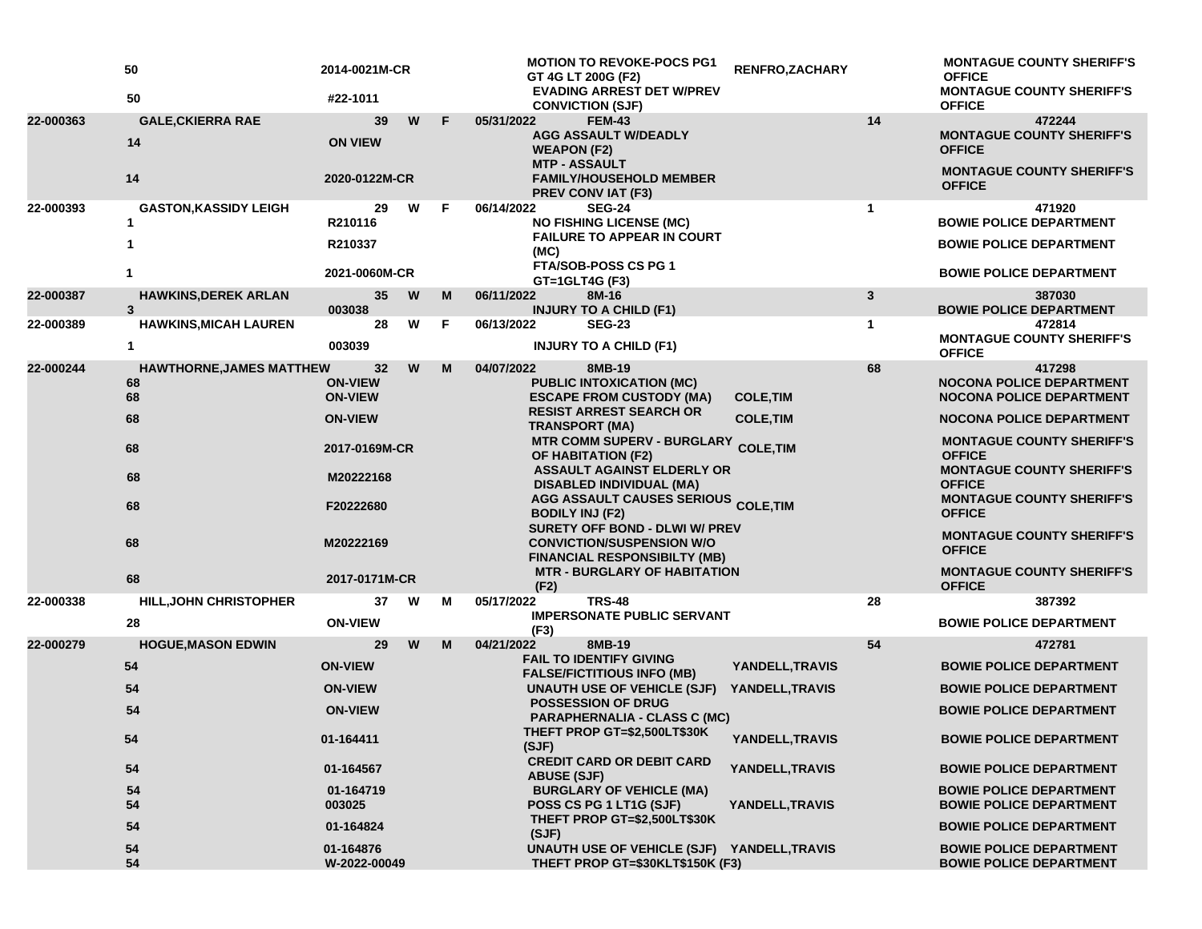| | | | | | | | | | | |
|---|---|---|---|---|---|---|---|---|---|---|
| | 50 | 2014-0021M-CR | | | | MOTION TO REVOKE-POCS PG1 GT 4G LT 200G (F2) | RENFRO,ZACHARY | | MONTAGUE COUNTY SHERIFF'S OFFICE |
| | 50 | #22-1011 | | | | EVADING ARREST DET W/PREV CONVICTION (SJF) | | | MONTAGUE COUNTY SHERIFF'S OFFICE |
| 22-000363 | GALE,CKIERRA RAE | 39 | W | F | 05/31/2022 | FEM-43 | | 14 | 472244 |
| | 14 | ON VIEW | | | | AGG ASSAULT W/DEADLY WEAPON (F2) | | | MONTAGUE COUNTY SHERIFF'S OFFICE |
| | 14 | 2020-0122M-CR | | | | MTP - ASSAULT FAMILY/HOUSEHOLD MEMBER PREV CONV IAT (F3) | | | MONTAGUE COUNTY SHERIFF'S OFFICE |
| 22-000393 | GASTON,KASSIDY LEIGH | 29 | W | F | 06/14/2022 | SEG-24 | | 1 | 471920 |
| | 1 | R210116 | | | | NO FISHING LICENSE (MC) | | | BOWIE POLICE DEPARTMENT |
| | 1 | R210337 | | | | FAILURE TO APPEAR IN COURT (MC) | | | BOWIE POLICE DEPARTMENT |
| | 1 | 2021-0060M-CR | | | | FTA/SOB-POSS CS PG 1 GT=1GLT4G (F3) | | | BOWIE POLICE DEPARTMENT |
| 22-000387 | HAWKINS,DEREK ARLAN | 35 | W | M | 06/11/2022 | 8M-16 | | 3 | 387030 |
| | 3 | 003038 | | | | INJURY TO A CHILD (F1) | | | BOWIE POLICE DEPARTMENT |
| 22-000389 | HAWKINS,MICAH LAUREN | 28 | W | F | 06/13/2022 | SEG-23 | | 1 | 472814 |
| | 1 | 003039 | | | | INJURY TO A CHILD (F1) | | | MONTAGUE COUNTY SHERIFF'S OFFICE |
| 22-000244 | HAWTHORNE,JAMES MATTHEW | 32 | W | M | 04/07/2022 | 8MB-19 | | 68 | 417298 |
| | 68 | ON-VIEW | | | | PUBLIC INTOXICATION (MC) | | | NOCONA POLICE DEPARTMENT |
| | 68 | ON-VIEW | | | | ESCAPE FROM CUSTODY (MA) | COLE,TIM | | NOCONA POLICE DEPARTMENT |
| | 68 | ON-VIEW | | | | RESIST ARREST SEARCH OR TRANSPORT (MA) | COLE,TIM | | NOCONA POLICE DEPARTMENT |
| | 68 | 2017-0169M-CR | | | | MTR COMM SUPERV - BURGLARY OF HABITATION (F2) | COLE,TIM | | MONTAGUE COUNTY SHERIFF'S OFFICE |
| | 68 | M20222168 | | | | ASSAULT AGAINST ELDERLY OR DISABLED INDIVIDUAL (MA) | | | MONTAGUE COUNTY SHERIFF'S OFFICE |
| | 68 | F20222680 | | | | AGG ASSAULT CAUSES SERIOUS BODILY INJ (F2) | COLE,TIM | | MONTAGUE COUNTY SHERIFF'S OFFICE |
| | 68 | M20222169 | | | | SURETY OFF BOND - DLWI W/ PREV CONVICTION/SUSPENSION W/O FINANCIAL RESPONSIBILTY (MB) | | | MONTAGUE COUNTY SHERIFF'S OFFICE |
| | 68 | 2017-0171M-CR | | | | MTR - BURGLARY OF HABITATION (F2) | | | MONTAGUE COUNTY SHERIFF'S OFFICE |
| 22-000338 | HILL,JOHN CHRISTOPHER | 37 | W | M | 05/17/2022 | TRS-48 | | 28 | 387392 |
| | 28 | ON-VIEW | | | | IMPERSONATE PUBLIC SERVANT (F3) | | | BOWIE POLICE DEPARTMENT |
| 22-000279 | HOGUE,MASON EDWIN | 29 | W | M | 04/21/2022 | 8MB-19 | | 54 | 472781 |
| | 54 | ON-VIEW | | | | FAIL TO IDENTIFY GIVING FALSE/FICTITIOUS INFO (MB) | YANDELL,TRAVIS | | BOWIE POLICE DEPARTMENT |
| | 54 | ON-VIEW | | | | UNAUTH USE OF VEHICLE (SJF) | YANDELL,TRAVIS | | BOWIE POLICE DEPARTMENT |
| | 54 | ON-VIEW | | | | POSSESSION OF DRUG PARAPHERNALIA - CLASS C (MC) | | | BOWIE POLICE DEPARTMENT |
| | 54 | 01-164411 | | | | THEFT PROP GT=$2,500LT$30K (SJF) | YANDELL,TRAVIS | | BOWIE POLICE DEPARTMENT |
| | 54 | 01-164567 | | | | CREDIT CARD OR DEBIT CARD ABUSE (SJF) | YANDELL,TRAVIS | | BOWIE POLICE DEPARTMENT |
| | 54 | 01-164719 | | | | BURGLARY OF VEHICLE (MA) | | | BOWIE POLICE DEPARTMENT |
| | 54 | 003025 | | | | POSS CS PG 1 LT1G (SJF) | YANDELL,TRAVIS | | BOWIE POLICE DEPARTMENT |
| | 54 | 01-164824 | | | | THEFT PROP GT=$2,500LT$30K (SJF) | | | BOWIE POLICE DEPARTMENT |
| | 54 | 01-164876 | | | | UNAUTH USE OF VEHICLE (SJF) | YANDELL,TRAVIS | | BOWIE POLICE DEPARTMENT |
| | 54 | W-2022-00049 | | | | THEFT PROP GT=$30KLT$150K (F3) | | | BOWIE POLICE DEPARTMENT |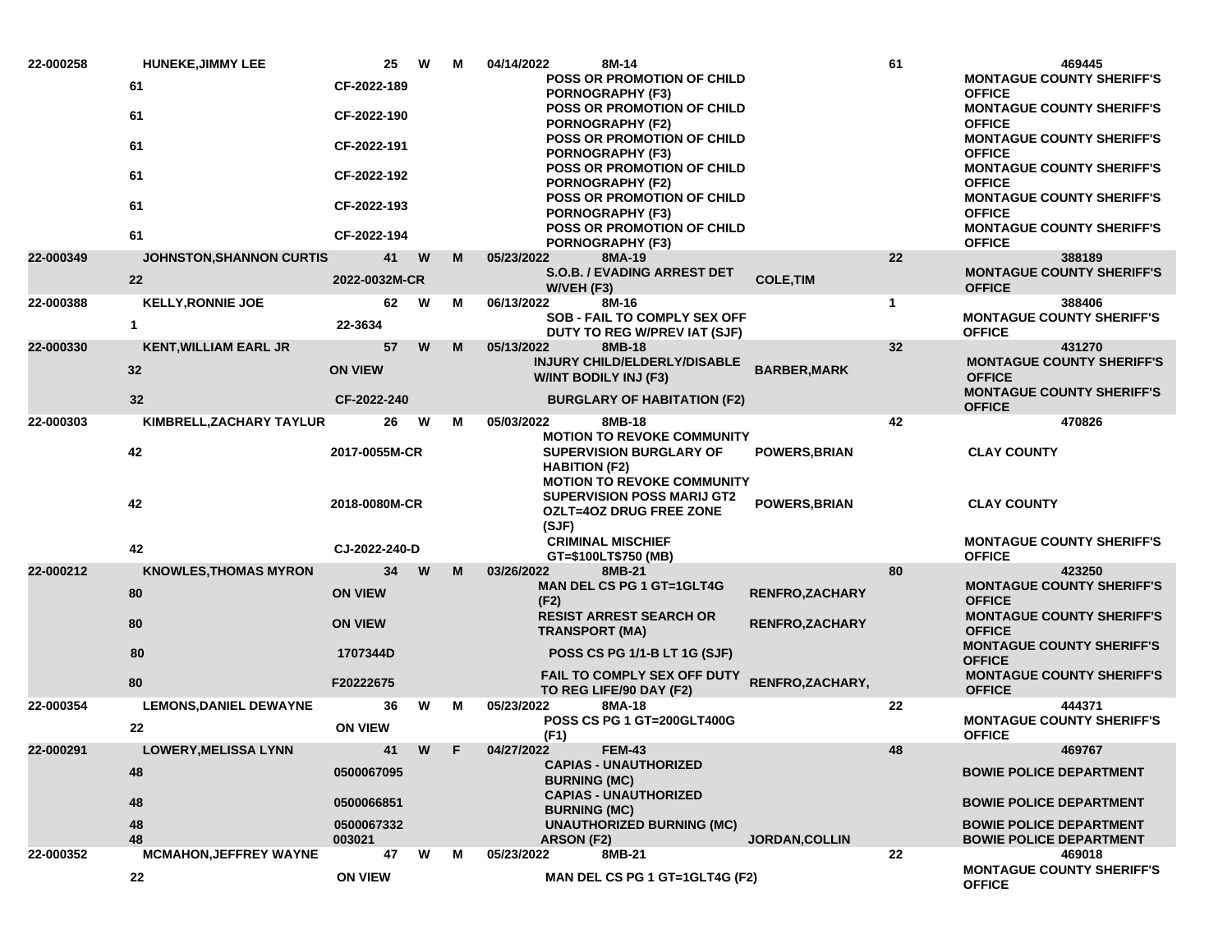| | | | | | | | | | |
|---|---|---|---|---|---|---|---|---|---|
| 22-000258 | HUNEKE,JIMMY LEE | 25 | W | M | 04/14/2022 8M-14 | | | 61 | 469445 |
| | 61 | CF-2022-189 | | | | POSS OR PROMOTION OF CHILD PORNOGRAPHY (F3) | | | MONTAGUE COUNTY SHERIFF'S OFFICE |
| | 61 | CF-2022-190 | | | | POSS OR PROMOTION OF CHILD PORNOGRAPHY (F2) | | | MONTAGUE COUNTY SHERIFF'S OFFICE |
| | 61 | CF-2022-191 | | | | POSS OR PROMOTION OF CHILD PORNOGRAPHY (F3) | | | MONTAGUE COUNTY SHERIFF'S OFFICE |
| | 61 | CF-2022-192 | | | | POSS OR PROMOTION OF CHILD PORNOGRAPHY (F2) | | | MONTAGUE COUNTY SHERIFF'S OFFICE |
| | 61 | CF-2022-193 | | | | POSS OR PROMOTION OF CHILD PORNOGRAPHY (F3) | | | MONTAGUE COUNTY SHERIFF'S OFFICE |
| | 61 | CF-2022-194 | | | | POSS OR PROMOTION OF CHILD PORNOGRAPHY (F3) | | | MONTAGUE COUNTY SHERIFF'S OFFICE |
| 22-000349 | JOHNSTON,SHANNON CURTIS | 41 | W | M | 05/23/2022 8MA-19 | | | 22 | 388189 |
| | 22 | 2022-0032M-CR | | | | S.O.B. / EVADING ARREST DET W/VEH (F3) | COLE,TIM | | MONTAGUE COUNTY SHERIFF'S OFFICE |
| 22-000388 | KELLY,RONNIE JOE | 62 | W | M | 06/13/2022 8M-16 | | | 1 | 388406 |
| | 1 | 22-3634 | | | | SOB - FAIL TO COMPLY SEX OFF DUTY TO REG W/PREV IAT (SJF) | | | MONTAGUE COUNTY SHERIFF'S OFFICE |
| 22-000330 | KENT,WILLIAM EARL JR | 57 | W | M | 05/13/2022 8MB-18 | | | 32 | 431270 |
| | 32 | ON VIEW | | | | INJURY CHILD/ELDERLY/DISABLE W/INT BODILY INJ (F3) | BARBER,MARK | | MONTAGUE COUNTY SHERIFF'S OFFICE |
| | 32 | CF-2022-240 | | | | BURGLARY OF HABITATION (F2) | | | MONTAGUE COUNTY SHERIFF'S OFFICE |
| 22-000303 | KIMBRELL,ZACHARY TAYLUR | 26 | W | M | 05/03/2022 8MB-18 | | | 42 | 470826 |
| | 42 | 2017-0055M-CR | | | | MOTION TO REVOKE COMMUNITY SUPERVISION BURGLARY OF HABITION (F2) | POWERS,BRIAN | | CLAY COUNTY |
| | 42 | 2018-0080M-CR | | | | MOTION TO REVOKE COMMUNITY SUPERVISION POSS MARIJ GT2 OZLT=4OZ DRUG FREE ZONE (SJF) | POWERS,BRIAN | | CLAY COUNTY |
| | 42 | CJ-2022-240-D | | | | CRIMINAL MISCHIEF GT=$100LT$750 (MB) | | | MONTAGUE COUNTY SHERIFF'S OFFICE |
| 22-000212 | KNOWLES,THOMAS MYRON | 34 | W | M | 03/26/2022 8MB-21 | | | 80 | 423250 |
| | 80 | ON VIEW | | | | MAN DEL CS PG 1 GT=1GLT4G (F2) | RENFRO,ZACHARY | | MONTAGUE COUNTY SHERIFF'S OFFICE |
| | 80 | ON VIEW | | | | RESIST ARREST SEARCH OR TRANSPORT (MA) | RENFRO,ZACHARY | | MONTAGUE COUNTY SHERIFF'S OFFICE |
| | 80 | 1707344D | | | | POSS CS PG 1/1-B LT 1G (SJF) | | | MONTAGUE COUNTY SHERIFF'S OFFICE |
| | 80 | F20222675 | | | | FAIL TO COMPLY SEX OFF DUTY TO REG LIFE/90 DAY (F2) | RENFRO,ZACHARY, | | MONTAGUE COUNTY SHERIFF'S OFFICE |
| 22-000354 | LEMONS,DANIEL DEWAYNE | 36 | W | M | 05/23/2022 8MA-18 | | | 22 | 444371 |
| | 22 | ON VIEW | | | | POSS CS PG 1 GT=200GLT400G (F1) | | | MONTAGUE COUNTY SHERIFF'S OFFICE |
| 22-000291 | LOWERY,MELISSA LYNN | 41 | W | F | 04/27/2022 FEM-43 | | | 48 | 469767 |
| | 48 | 0500067095 | | | | CAPIAS - UNAUTHORIZED BURNING (MC) | | | BOWIE POLICE DEPARTMENT |
| | 48 | 0500066851 | | | | CAPIAS - UNAUTHORIZED BURNING (MC) | | | BOWIE POLICE DEPARTMENT |
| | 48 | 0500067332 | | | | UNAUTHORIZED BURNING (MC) | | | BOWIE POLICE DEPARTMENT |
| | 48 | 003021 | | | | ARSON (F2) | JORDAN,COLLIN | | BOWIE POLICE DEPARTMENT |
| 22-000352 | MCMAHON,JEFFREY WAYNE | 47 | W | M | 05/23/2022 8MB-21 | | | 22 | 469018 |
| | 22 | ON VIEW | | | | MAN DEL CS PG 1 GT=1GLT4G (F2) | | | MONTAGUE COUNTY SHERIFF'S OFFICE |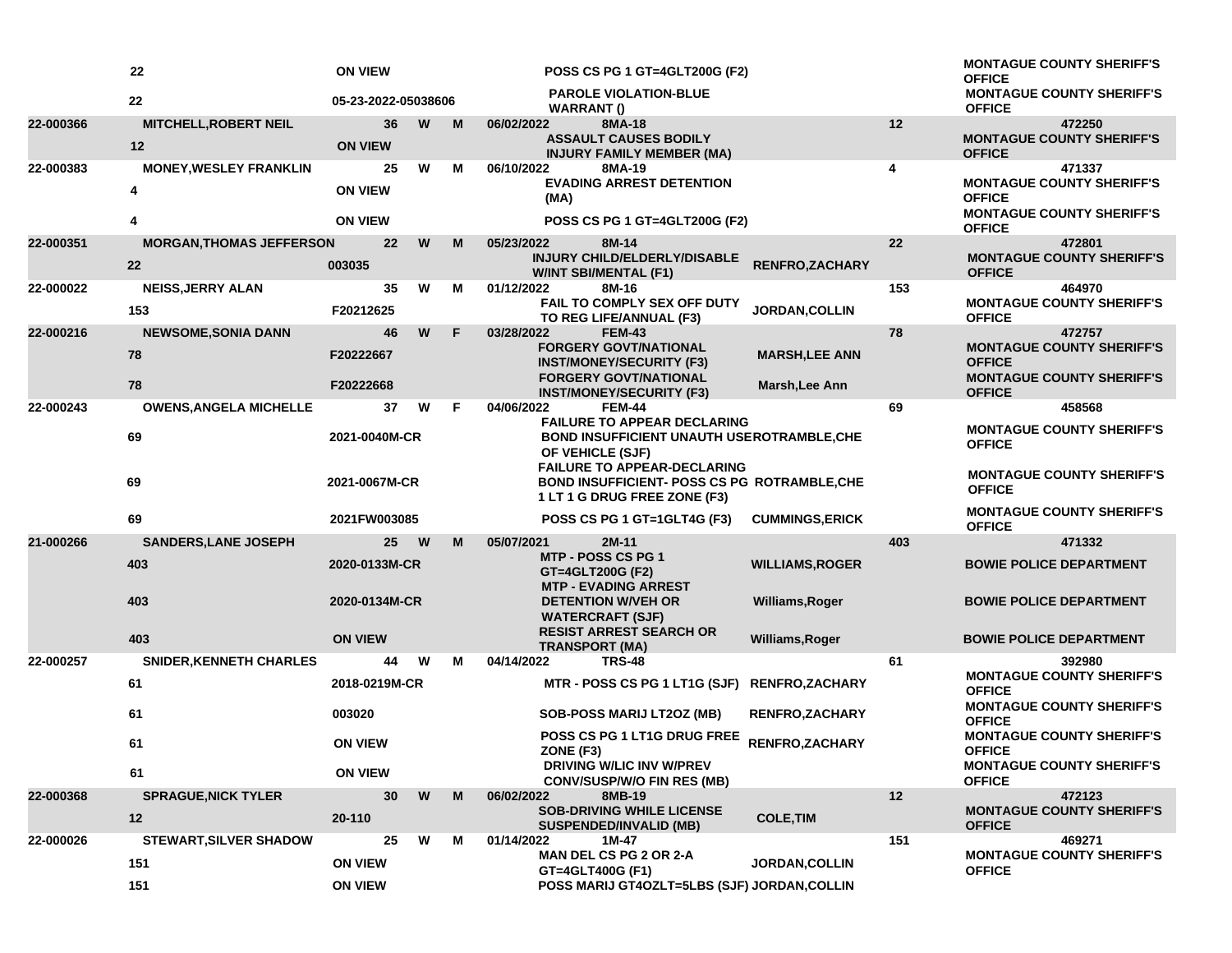| Booking # | Name / Days | Age / Warrant # | Race | Sex | Date / Charge | Cell | Judge | Days | ID / Agency |
|---|---|---|---|---|---|---|---|---|---|
| | 22 | ON VIEW | | | POSS CS PG 1 GT=4GLT200G (F2) | | | | MONTAGUE COUNTY SHERIFF'S OFFICE |
| | 22 | 05-23-2022-05038606 | | | PAROLE VIOLATION-BLUE WARRANT () | | | | MONTAGUE COUNTY SHERIFF'S OFFICE |
| 22-000366 | MITCHELL,ROBERT NEIL | 36 | W | M | 06/02/2022 | 8MA-18 | | 12 | 472250 |
| | 12 | ON VIEW | | | ASSAULT CAUSES BODILY INJURY FAMILY MEMBER (MA) | | | | MONTAGUE COUNTY SHERIFF'S OFFICE |
| 22-000383 | MONEY,WESLEY FRANKLIN | 25 | W | M | 06/10/2022 | 8MA-19 | | 4 | 471337 |
| | 4 | ON VIEW | | | EVADING ARREST DETENTION (MA) | | | | MONTAGUE COUNTY SHERIFF'S OFFICE |
| | 4 | ON VIEW | | | POSS CS PG 1 GT=4GLT200G (F2) | | | | MONTAGUE COUNTY SHERIFF'S OFFICE |
| 22-000351 | MORGAN,THOMAS JEFFERSON | 22 | W | M | 05/23/2022 | 8M-14 | | 22 | 472801 |
| | 22 | 003035 | | | INJURY CHILD/ELDERLY/DISABLE W/INT SBI/MENTAL (F1) | | RENFRO,ZACHARY | | MONTAGUE COUNTY SHERIFF'S OFFICE |
| 22-000022 | NEISS,JERRY ALAN | 35 | W | M | 01/12/2022 | 8M-16 | | 153 | 464970 |
| | 153 | F20212625 | | | FAIL TO COMPLY SEX OFF DUTY TO REG LIFE/ANNUAL (F3) | | JORDAN,COLLIN | | MONTAGUE COUNTY SHERIFF'S OFFICE |
| 22-000216 | NEWSOME,SONIA DANN | 46 | W | F | 03/28/2022 | FEM-43 | | 78 | 472757 |
| | 78 | F20222667 | | | FORGERY GOVT/NATIONAL INST/MONEY/SECURITY (F3) | | MARSH,LEE ANN | | MONTAGUE COUNTY SHERIFF'S OFFICE |
| | 78 | F20222668 | | | FORGERY GOVT/NATIONAL INST/MONEY/SECURITY (F3) | | Marsh,Lee Ann | | MONTAGUE COUNTY SHERIFF'S OFFICE |
| 22-000243 | OWENS,ANGELA MICHELLE | 37 | W | F | 04/06/2022 | FEM-44 | | 69 | 458568 |
| | 69 | 2021-0040M-CR | | | FAILURE TO APPEAR DECLARING BOND INSUFFICIENT UNAUTH USE OF VEHICLE (SJF) | | ROTRAMBLE,CHE | | MONTAGUE COUNTY SHERIFF'S OFFICE |
| | 69 | 2021-0067M-CR | | | FAILURE TO APPEAR-DECLARING BOND INSUFFICIENT- POSS CS PG 1 LT 1 G DRUG FREE ZONE (F3) | | ROTRAMBLE,CHE | | MONTAGUE COUNTY SHERIFF'S OFFICE |
| | 69 | 2021FW003085 | | | POSS CS PG 1 GT=1GLT4G (F3) | | CUMMINGS,ERICK | | MONTAGUE COUNTY SHERIFF'S OFFICE |
| 21-000266 | SANDERS,LANE JOSEPH | 25 | W | M | 05/07/2021 | 2M-11 | | 403 | 471332 |
| | 403 | 2020-0133M-CR | | | MTP - POSS CS PG 1 GT=4GLT200G (F2) | | WILLIAMS,ROGER | | BOWIE POLICE DEPARTMENT |
| | 403 | 2020-0134M-CR | | | MTP - EVADING ARREST DETENTION W/VEH OR WATERCRAFT (SJF) | | Williams,Roger | | BOWIE POLICE DEPARTMENT |
| | 403 | ON VIEW | | | RESIST ARREST SEARCH OR TRANSPORT (MA) | | Williams,Roger | | BOWIE POLICE DEPARTMENT |
| 22-000257 | SNIDER,KENNETH CHARLES | 44 | W | M | 04/14/2022 | TRS-48 | | 61 | 392980 |
| | 61 | 2018-0219M-CR | | | MTR - POSS CS PG 1 LT1G (SJF) | | RENFRO,ZACHARY | | MONTAGUE COUNTY SHERIFF'S OFFICE |
| | 61 | 003020 | | | SOB-POSS MARIJ LT2OZ (MB) | | RENFRO,ZACHARY | | MONTAGUE COUNTY SHERIFF'S OFFICE |
| | 61 | ON VIEW | | | POSS CS PG 1 LT1G DRUG FREE ZONE (F3) | | RENFRO,ZACHARY | | MONTAGUE COUNTY SHERIFF'S OFFICE |
| | 61 | ON VIEW | | | DRIVING W/LIC INV W/PREV CONV/SUSP/W/O FIN RES (MB) | | | | MONTAGUE COUNTY SHERIFF'S OFFICE |
| 22-000368 | SPRAGUE,NICK TYLER | 30 | W | M | 06/02/2022 | 8MB-19 | | 12 | 472123 |
| | 12 | 20-110 | | | SOB-DRIVING WHILE LICENSE SUSPENDED/INVALID (MB) | | COLE,TIM | | MONTAGUE COUNTY SHERIFF'S OFFICE |
| 22-000026 | STEWART,SILVER SHADOW | 25 | W | M | 01/14/2022 | 1M-47 | | 151 | 469271 |
| | 151 | ON VIEW | | | MAN DEL CS PG 2 OR 2-A GT=4GLT400G (F1) | | JORDAN,COLLIN | | MONTAGUE COUNTY SHERIFF'S OFFICE |
| | 151 | ON VIEW | | | POSS MARIJ GT4OZLT=5LBS (SJF) | | JORDAN,COLLIN | | |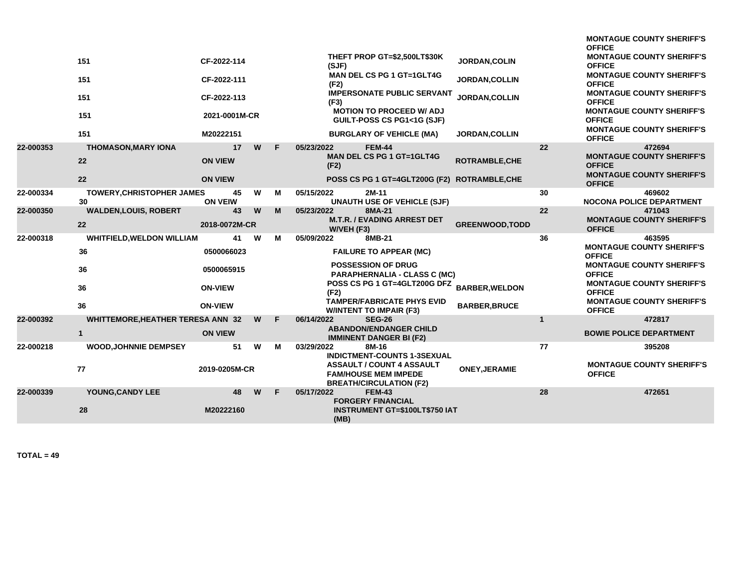| | | | | | | | | | | |
|---|---|---|---|---|---|---|---|---|---|---|
| | | | | | | | | | | MONTAGUE COUNTY SHERIFF'S OFFICE |
| | 151 | CF-2022-114 | | | | | THEFT PROP GT=$2,500LT$30K (SJF) | JORDAN,COLIN | | MONTAGUE COUNTY SHERIFF'S OFFICE |
| | 151 | CF-2022-111 | | | | | MAN DEL CS PG 1 GT=1GLT4G (F2) | JORDAN,COLLIN | | MONTAGUE COUNTY SHERIFF'S OFFICE |
| | 151 | CF-2022-113 | | | | | IMPERSONATE PUBLIC SERVANT (F3) | JORDAN,COLLIN | | MONTAGUE COUNTY SHERIFF'S OFFICE |
| | 151 | 2021-0001M-CR | | | | | MOTION TO PROCEED W/ ADJ GUILT-POSS CS PG1<1G (SJF) | | | MONTAGUE COUNTY SHERIFF'S OFFICE |
| | 151 | M20222151 | | | | | BURGLARY OF VEHICLE (MA) | JORDAN,COLLIN | | MONTAGUE COUNTY SHERIFF'S OFFICE |
| 22-000353 | THOMASON,MARY IONA | 17 | W | F | 05/23/2022 | FEM-44 | | | 22 | 472694 |
| | 22 | ON VIEW | | | | | MAN DEL CS PG 1 GT=1GLT4G (F2) | ROTRAMBLE,CHE | | MONTAGUE COUNTY SHERIFF'S OFFICE |
| | 22 | ON VIEW | | | | | POSS CS PG 1 GT=4GLT200G (F2) | ROTRAMBLE,CHE | | MONTAGUE COUNTY SHERIFF'S OFFICE |
| 22-000334 | TOWERY,CHRISTOPHER JAMES | 45 | W | M | 05/15/2022 | 2M-11 | | | 30 | 469602 |
| | 30 | ON VEIW | | | | | UNAUTH USE OF VEHICLE (SJF) | | | NOCONA POLICE DEPARTMENT |
| 22-000350 | WALDEN,LOUIS, ROBERT | 43 | W | M | 05/23/2022 | 8MA-21 | | | 22 | 471043 |
| | 22 | 2018-0072M-CR | | | | | M.T.R. / EVADING ARREST DET W/VEH (F3) | GREENWOOD,TODD | | MONTAGUE COUNTY SHERIFF'S OFFICE |
| 22-000318 | WHITFIELD,WELDON WILLIAM | 41 | W | M | 05/09/2022 | 8MB-21 | | | 36 | 463595 |
| | 36 | 0500066023 | | | | | FAILURE TO APPEAR (MC) | | | MONTAGUE COUNTY SHERIFF'S OFFICE |
| | 36 | 0500065915 | | | | | POSSESSION OF DRUG PARAPHERNALIA - CLASS C (MC) | | | MONTAGUE COUNTY SHERIFF'S OFFICE |
| | 36 | ON-VIEW | | | | | POSS CS PG 1 GT=4GLT200G DFZ (F2) | BARBER,WELDON | | MONTAGUE COUNTY SHERIFF'S OFFICE |
| | 36 | ON-VIEW | | | | | TAMPER/FABRICATE PHYS EVID W/INTENT TO IMPAIR (F3) | BARBER,BRUCE | | MONTAGUE COUNTY SHERIFF'S OFFICE |
| 22-000392 | WHITTEMORE,HEATHER TERESA ANN | 32 | W | F | 06/14/2022 | SEG-26 | | | 1 | 472817 |
| | 1 | ON VIEW | | | | | ABANDON/ENDANGER CHILD IMMINENT DANGER BI (F2) | | | BOWIE POLICE DEPARTMENT |
| 22-000218 | WOOD,JOHNNIE DEMPSEY | 51 | W | M | 03/29/2022 | 8M-16 | | | 77 | 395208 |
| | 77 | 2019-0205M-CR | | | | | INDICTMENT-COUNTS 1-3SEXUAL ASSAULT / COUNT 4 ASSAULT FAM/HOUSE MEM IMPEDE BREATH/CIRCULATION (F2) | ONEY,JERAMIE | | MONTAGUE COUNTY SHERIFF'S OFFICE |
| 22-000339 | YOUNG,CANDY LEE | 48 | W | F | 05/17/2022 | FEM-43 | | | 28 | 472651 |
| | 28 | M20222160 | | | | | FORGERY FINANCIAL INSTRUMENT GT=$100LT$750 IAT (MB) | | | |

**TOTAL = 49**